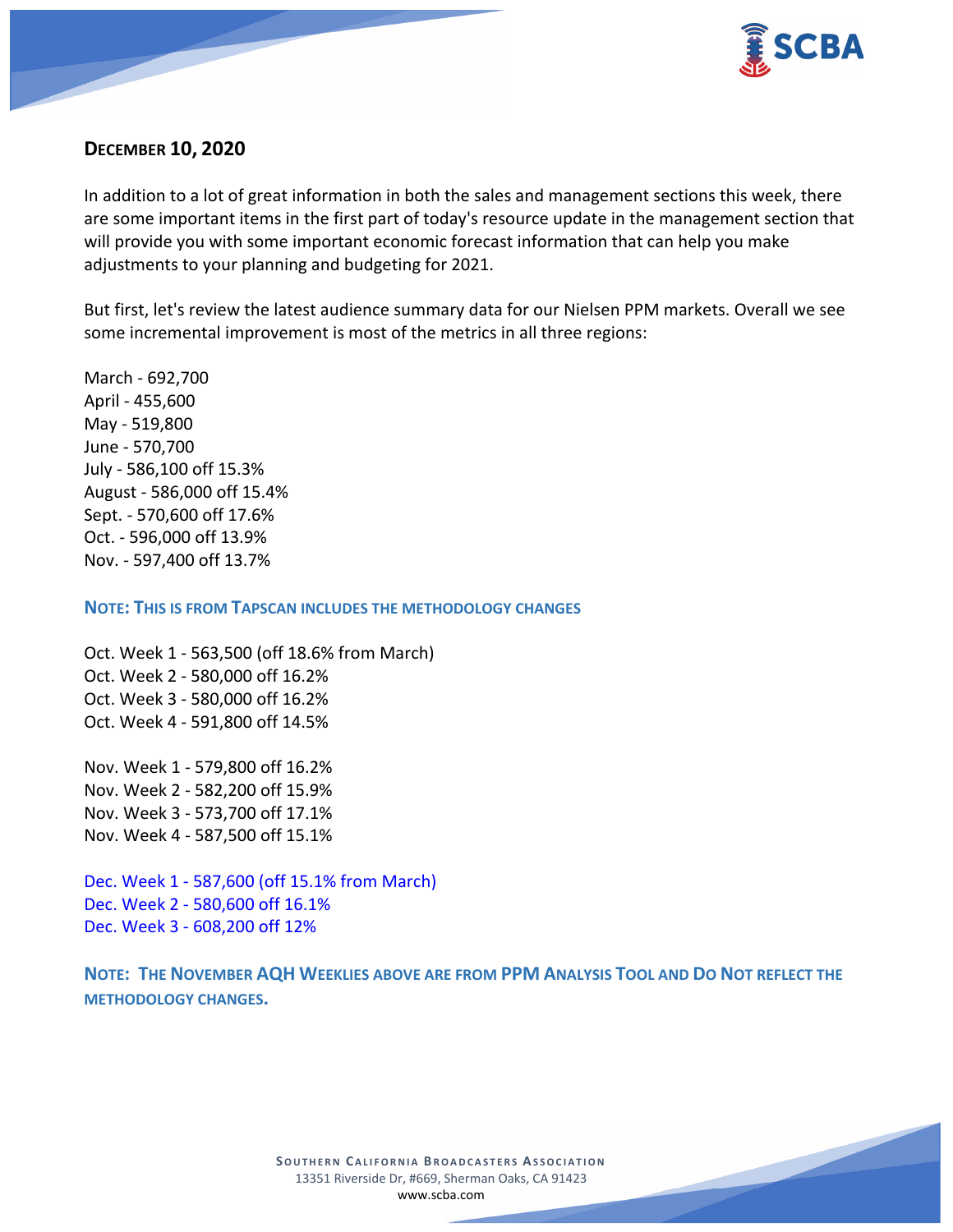## December 10, 2020

In addition to a lot of great information in both the sales and management sections this week, there are some important items in the first part of today's resource update in the management section that will provide you with some important economic forecast information that can help you make adjustments to your planning and budgeting for 2021.

But first, let's review the latest audience summary data for our Nielsen PPM markets. Overall we see some incremental improvement is most of the metrics in all three regions:

March - 692,700
April - 455,600
May - 519,800
June - 570,700
July - 586,100 off 15.3%
August - 586,000 off 15.4%
Sept. - 570,600 off 17.6%
Oct. - 596,000 off 13.9%
Nov. - 597,400 off 13.7%

**Note: This is from Tapscan includes the methodology changes**

Oct. Week 1 - 563,500 (off 18.6% from March)
Oct. Week 2 - 580,000 off 16.2%
Oct. Week 3 - 580,000 off 16.2%
Oct. Week 4 - 591,800 off 14.5%

Nov. Week 1 - 579,800 off 16.2%
Nov. Week 2 - 582,200 off 15.9%
Nov. Week 3 - 573,700 off 17.1%
Nov. Week 4 - 587,500 off 15.1%

Dec. Week 1 - 587,600 (off 15.1% from March)
Dec. Week 2 - 580,600 off 16.1%
Dec. Week 3 - 608,200 off 12%

**Note: The November AQH Weeklies above are from PPM Analysis Tool and Do Not reflect the methodology changes.**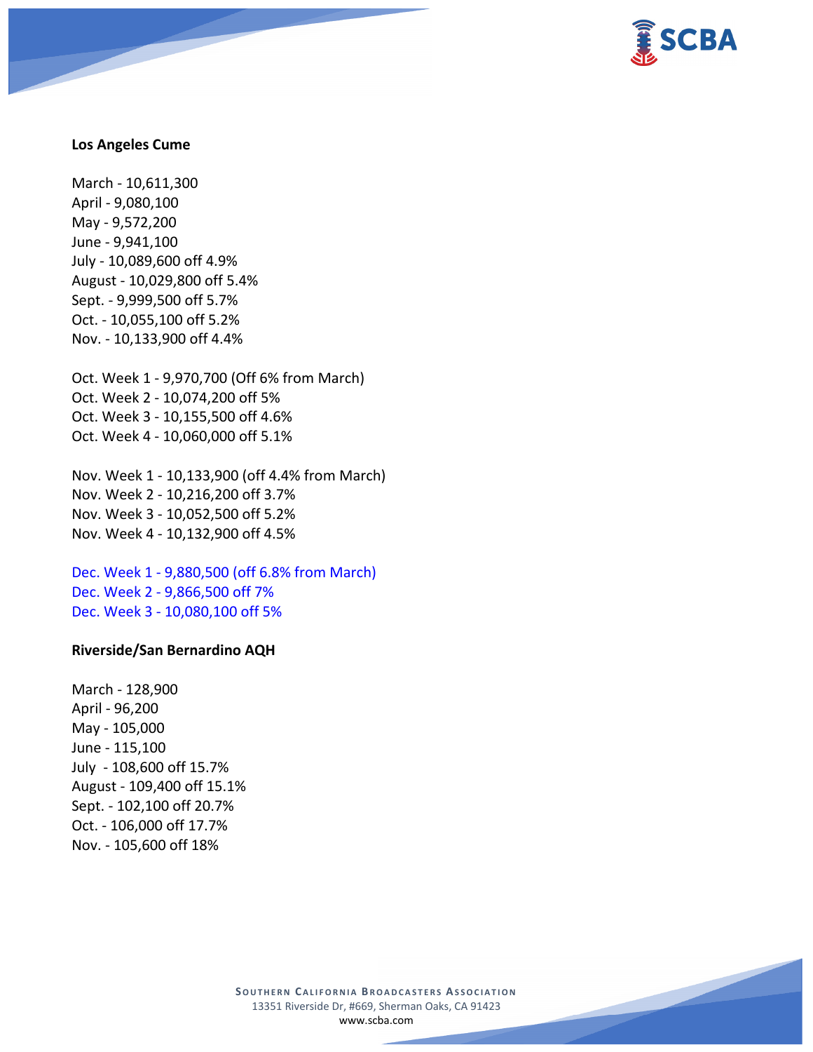**Los Angeles Cume**

March - 10,611,300
April - 9,080,100
May - 9,572,200
June - 9,941,100
July - 10,089,600 off 4.9%
August - 10,029,800 off 5.4%
Sept. - 9,999,500 off 5.7%
Oct. - 10,055,100 off 5.2%
Nov. - 10,133,900 off 4.4%

Oct. Week 1 - 9,970,700 (Off 6% from March)
Oct. Week 2 - 10,074,200 off 5%
Oct. Week 3 - 10,155,500 off 4.6%
Oct. Week 4 - 10,060,000 off 5.1%

Nov. Week 1 - 10,133,900 (off 4.4% from March)
Nov. Week 2 - 10,216,200 off 3.7%
Nov. Week 3 - 10,052,500 off 5.2%
Nov. Week 4 - 10,132,900 off 4.5%

Dec. Week 1 - 9,880,500 (off 6.8% from March)
Dec. Week 2 - 9,866,500 off 7%
Dec. Week 3 - 10,080,100 off 5%

**Riverside/San Bernardino AQH**

March - 128,900
April - 96,200
May - 105,000
June - 115,100
July - 108,600 off 15.7%
August - 109,400 off 15.1%
Sept. - 102,100 off 20.7%
Oct. - 106,000 off 17.7%
Nov. - 105,600 off 18%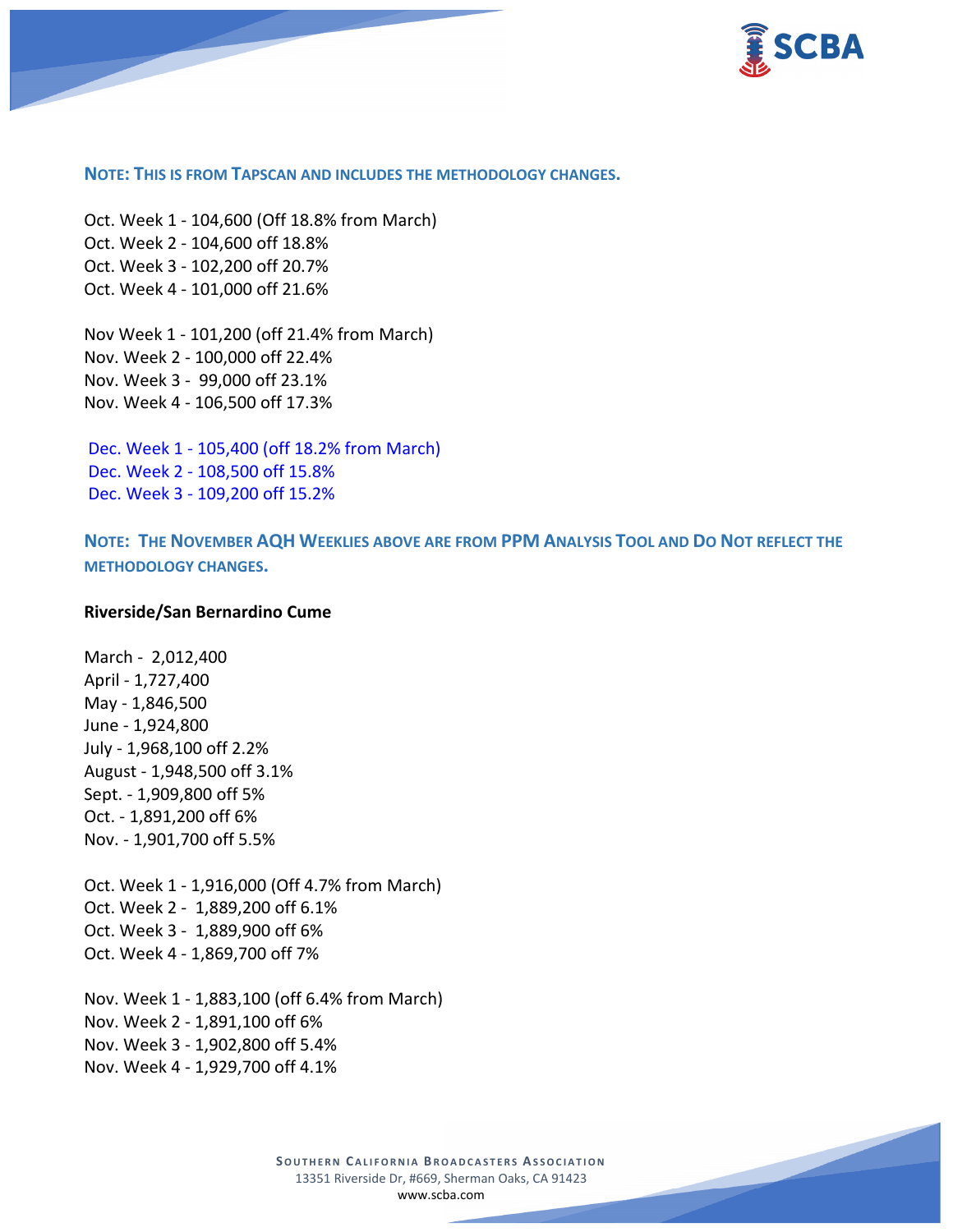**NOTE: THIS IS FROM TAPSCAN AND INCLUDES THE METHODOLOGY CHANGES.**

Oct. Week 1 - 104,600 (Off 18.8% from March)
Oct. Week 2 - 104,600 off 18.8%
Oct. Week 3 - 102,200 off 20.7%
Oct. Week 4 - 101,000 off 21.6%

Nov Week 1 - 101,200 (off 21.4% from March)
Nov. Week 2 - 100,000 off 22.4%
Nov. Week 3 - 99,000 off 23.1%
Nov. Week 4 - 106,500 off 17.3%

Dec. Week 1 - 105,400 (off 18.2% from March)
Dec. Week 2 - 108,500 off 15.8%
Dec. Week 3 - 109,200 off 15.2%

**NOTE: THE NOVEMBER AQH WEEKLIES ABOVE ARE FROM PPM ANALYSIS TOOL AND DO NOT REFLECT THE METHODOLOGY CHANGES.**

**Riverside/San Bernardino Cume**

March - 2,012,400
April - 1,727,400
May - 1,846,500
June - 1,924,800
July - 1,968,100 off 2.2%
August - 1,948,500 off 3.1%
Sept. - 1,909,800 off 5%
Oct. - 1,891,200 off 6%
Nov. - 1,901,700 off 5.5%

Oct. Week 1 - 1,916,000 (Off 4.7% from March)
Oct. Week 2 - 1,889,200 off 6.1%
Oct. Week 3 - 1,889,900 off 6%
Oct. Week 4 - 1,869,700 off 7%

Nov. Week 1 - 1,883,100 (off 6.4% from March)
Nov. Week 2 - 1,891,100 off 6%
Nov. Week 3 - 1,902,800 off 5.4%
Nov. Week 4 - 1,929,700 off 4.1%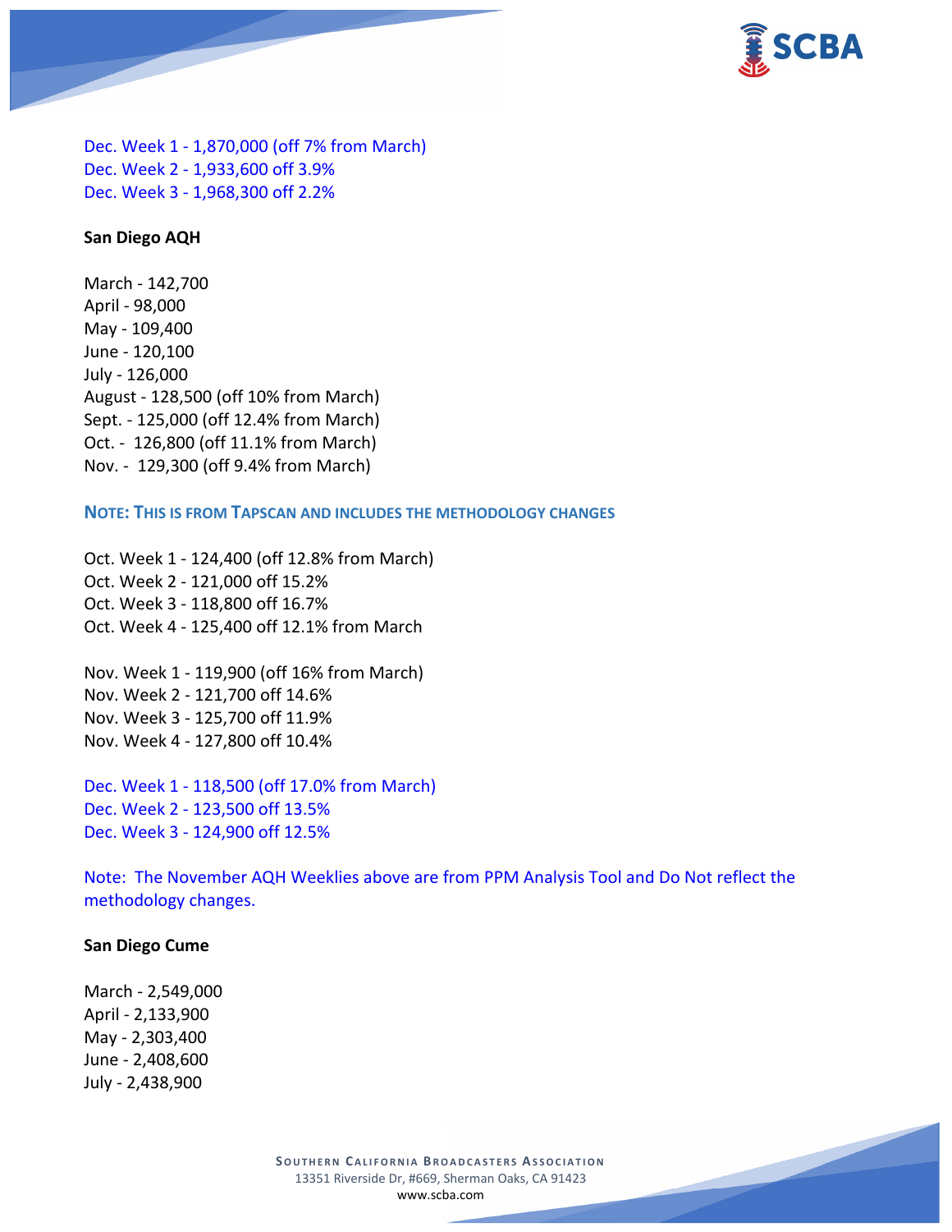Dec. Week 1 - 1,870,000 (off 7% from March)
Dec. Week 2 - 1,933,600 off 3.9%
Dec. Week 3 - 1,968,300 off 2.2%

**San Diego AQH**

March - 142,700
April - 98,000
May - 109,400
June - 120,100
July - 126,000
August - 128,500 (off 10% from March)
Sept. - 125,000 (off 12.4% from March)
Oct. - 126,800 (off 11.1% from March)
Nov. - 129,300 (off 9.4% from March)

**NOTE: THIS IS FROM TAPSCAN AND INCLUDES THE METHODOLOGY CHANGES**

Oct. Week 1 - 124,400 (off 12.8% from March)
Oct. Week 2 - 121,000 off 15.2%
Oct. Week 3 - 118,800 off 16.7%
Oct. Week 4 - 125,400 off 12.1% from March

Nov. Week 1 - 119,900 (off 16% from March)
Nov. Week 2 - 121,700 off 14.6%
Nov. Week 3 - 125,700 off 11.9%
Nov. Week 4 - 127,800 off 10.4%

Dec. Week 1 - 118,500 (off 17.0% from March)
Dec. Week 2 - 123,500 off 13.5%
Dec. Week 3 - 124,900 off 12.5%

Note: The November AQH Weeklies above are from PPM Analysis Tool and Do Not reflect the methodology changes.

**San Diego Cume**

March - 2,549,000
April - 2,133,900
May - 2,303,400
June - 2,408,600
July - 2,438,900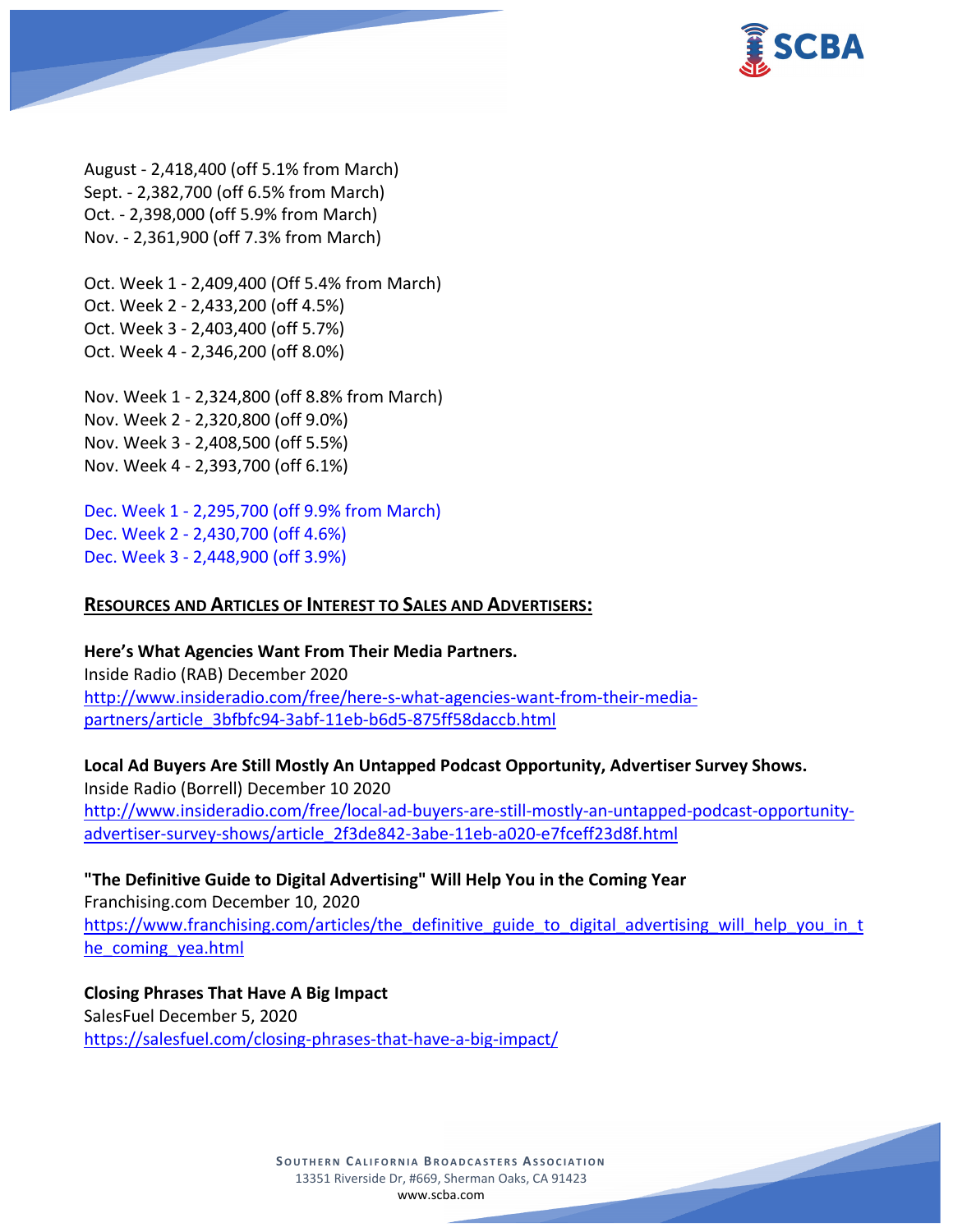August - 2,418,400 (off 5.1% from March)
Sept. - 2,382,700 (off 6.5% from March)
Oct. - 2,398,000 (off 5.9% from March)
Nov. - 2,361,900 (off 7.3% from March)

Oct. Week 1 - 2,409,400 (Off 5.4% from March)
Oct. Week 2 - 2,433,200 (off 4.5%)
Oct. Week 3 - 2,403,400 (off 5.7%)
Oct. Week 4 - 2,346,200 (off 8.0%)

Nov. Week 1 - 2,324,800 (off 8.8% from March)
Nov. Week 2 - 2,320,800 (off 9.0%)
Nov. Week 3 - 2,408,500 (off 5.5%)
Nov. Week 4 - 2,393,700 (off 6.1%)

Dec. Week 1 - 2,295,700 (off 9.9% from March)
Dec. Week 2 - 2,430,700 (off 4.6%)
Dec. Week 3 - 2,448,900 (off 3.9%)

## RESOURCES AND ARTICLES OF INTEREST TO SALES AND ADVERTISERS:

**Here's What Agencies Want From Their Media Partners.**
Inside Radio (RAB) December 2020
http://www.insideradio.com/free/here-s-what-agencies-want-from-their-media-partners/article_3bfbfc94-3abf-11eb-b6d5-875ff58daccb.html

**Local Ad Buyers Are Still Mostly An Untapped Podcast Opportunity, Advertiser Survey Shows.**
Inside Radio (Borrell) December 10 2020
http://www.insideradio.com/free/local-ad-buyers-are-still-mostly-an-untapped-podcast-opportunity-advertiser-survey-shows/article_2f3de842-3abe-11eb-a020-e7fceff23d8f.html

**"The Definitive Guide to Digital Advertising" Will Help You in the Coming Year**
Franchising.com December 10, 2020
https://www.franchising.com/articles/the_definitive_guide_to_digital_advertising_will_help_you_in_the_coming_yea.html

**Closing Phrases That Have A Big Impact**
SalesFuel December 5, 2020
https://salesfuel.com/closing-phrases-that-have-a-big-impact/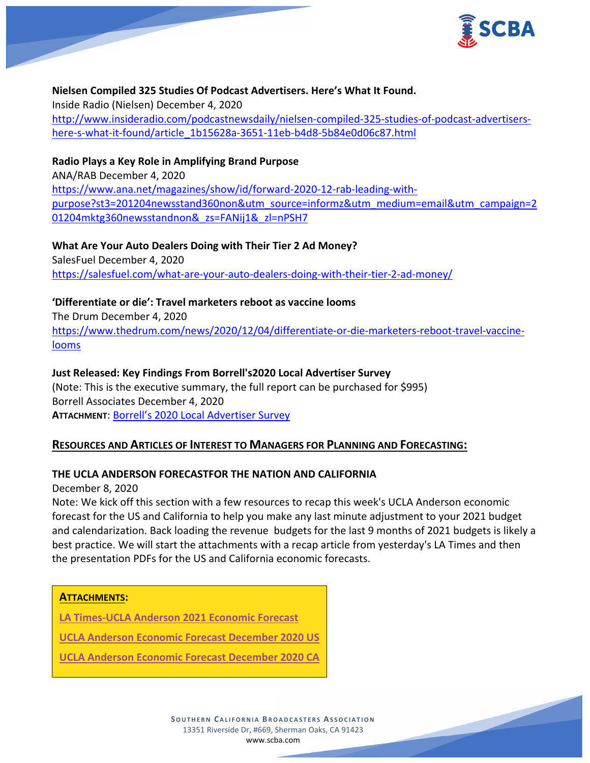**Nielsen Compiled 325 Studies Of Podcast Advertisers. Here's What It Found.**
Inside Radio (Nielsen) December 4, 2020
[http://www.insideradio.com/podcastnewsdaily/nielsen-compiled-325-studies-of-podcast-advertisers-here-s-what-it-found/article_1b15628a-3651-11eb-b4d8-5b84e0d06c87.html](http://www.insideradio.com/podcastnewsdaily/nielsen-compiled-325-studies-of-podcast-advertisers-here-s-what-it-found/article_1b15628a-3651-11eb-b4d8-5b84e0d06c87.html)

**Radio Plays a Key Role in Amplifying Brand Purpose**
ANA/RAB December 4, 2020
[https://www.ana.net/magazines/show/id/forward-2020-12-rab-leading-with-purpose?st3=201204newsstand360non&utm_source=informz&utm_medium=email&utm_campaign=201204mktg360newsstandnon&_zs=FANij1&_zl=nPSH7](https://www.ana.net/magazines/show/id/forward-2020-12-rab-leading-with-purpose?st3=201204newsstand360non&utm_source=informz&utm_medium=email&utm_campaign=201204mktg360newsstandnon&_zs=FANij1&_zl=nPSH7)

**What Are Your Auto Dealers Doing with Their Tier 2 Ad Money?**
SalesFuel December 4, 2020
[https://salesfuel.com/what-are-your-auto-dealers-doing-with-their-tier-2-ad-money/](https://salesfuel.com/what-are-your-auto-dealers-doing-with-their-tier-2-ad-money/)

**'Differentiate or die': Travel marketers reboot as vaccine looms**
The Drum December 4, 2020
[https://www.thedrum.com/news/2020/12/04/differentiate-or-die-marketers-reboot-travel-vaccine-looms](https://www.thedrum.com/news/2020/12/04/differentiate-or-die-marketers-reboot-travel-vaccine-looms)

**Just Released: Key Findings From Borrell's2020 Local Advertiser Survey**
(Note: This is the executive summary, the full report can be purchased for $995)
Borrell Associates December 4, 2020
**Attachment**: Borrell's 2020 Local Advertiser Survey

## Resources and Articles of Interest to Managers for Planning and Forecasting:

**THE UCLA ANDERSON FORECASTFOR THE NATION AND CALIFORNIA**
December 8, 2020
Note: We kick off this section with a few resources to recap this week's UCLA Anderson economic forecast for the US and California to help you make any last minute adjustment to your 2021 budget and calendarization. Back loading the revenue budgets for the last 9 months of 2021 budgets is likely a best practice. We will start the attachments with a recap article from yesterday's LA Times and then the presentation PDFs for the US and California economic forecasts.

**Attachments:**

LA Times-UCLA Anderson 2021 Economic Forecast

UCLA Anderson Economic Forecast December 2020 US

UCLA Anderson Economic Forecast December 2020 CA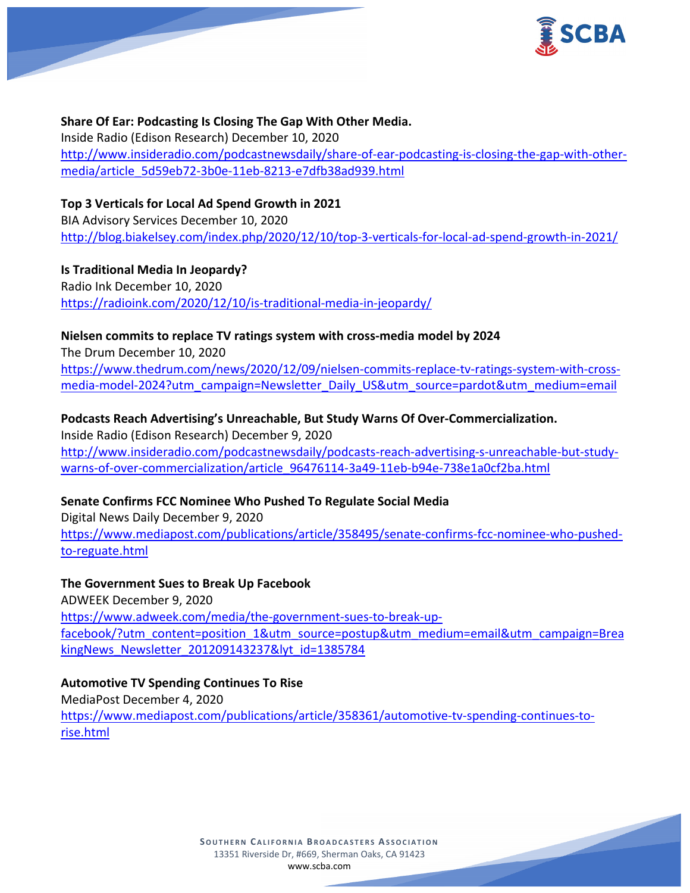**Share Of Ear: Podcasting Is Closing The Gap With Other Media.**
Inside Radio (Edison Research) December 10, 2020
http://www.insideradio.com/podcastnewsdaily/share-of-ear-podcasting-is-closing-the-gap-with-other-media/article_5d59eb72-3b0e-11eb-8213-e7dfb38ad939.html

**Top 3 Verticals for Local Ad Spend Growth in 2021**
BIA Advisory Services December 10, 2020
http://blog.biakelsey.com/index.php/2020/12/10/top-3-verticals-for-local-ad-spend-growth-in-2021/

**Is Traditional Media In Jeopardy?**
Radio Ink December 10, 2020
https://radioink.com/2020/12/10/is-traditional-media-in-jeopardy/

**Nielsen commits to replace TV ratings system with cross-media model by 2024**
The Drum December 10, 2020
https://www.thedrum.com/news/2020/12/09/nielsen-commits-replace-tv-ratings-system-with-cross-media-model-2024?utm_campaign=Newsletter_Daily_US&utm_source=pardot&utm_medium=email

**Podcasts Reach Advertising's Unreachable, But Study Warns Of Over-Commercialization.**
Inside Radio (Edison Research) December 9, 2020
http://www.insideradio.com/podcastnewsdaily/podcasts-reach-advertising-s-unreachable-but-study-warns-of-over-commercialization/article_96476114-3a49-11eb-b94e-738e1a0cf2ba.html

**Senate Confirms FCC Nominee Who Pushed To Regulate Social Media**
Digital News Daily December 9, 2020
https://www.mediapost.com/publications/article/358495/senate-confirms-fcc-nominee-who-pushed-to-reguate.html

**The Government Sues to Break Up Facebook**
ADWEEK December 9, 2020
https://www.adweek.com/media/the-government-sues-to-break-up-facebook/?utm_content=position_1&utm_source=postup&utm_medium=email&utm_campaign=BreakingNews_Newsletter_201209143237&lyt_id=1385784

**Automotive TV Spending Continues To Rise**
MediaPost December 4, 2020
https://www.mediapost.com/publications/article/358361/automotive-tv-spending-continues-to-rise.html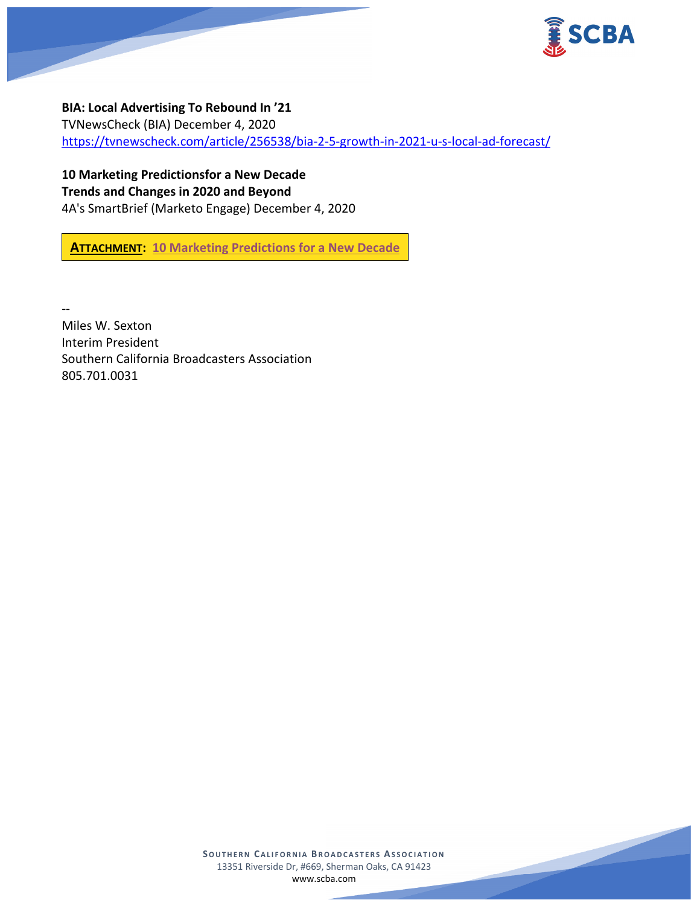**BIA: Local Advertising To Rebound In '21**
TVNewsCheck (BIA) December 4, 2020
https://tvnewscheck.com/article/256538/bia-2-5-growth-in-2021-u-s-local-ad-forecast/

**10 Marketing Predictionsfor a New Decade**
**Trends and Changes in 2020 and Beyond**
4A's SmartBrief (Marketo Engage) December 4, 2020

**ATTACHMENT: 10 Marketing Predictions for a New Decade**

--
Miles W. Sexton
Interim President
Southern California Broadcasters Association
805.701.0031